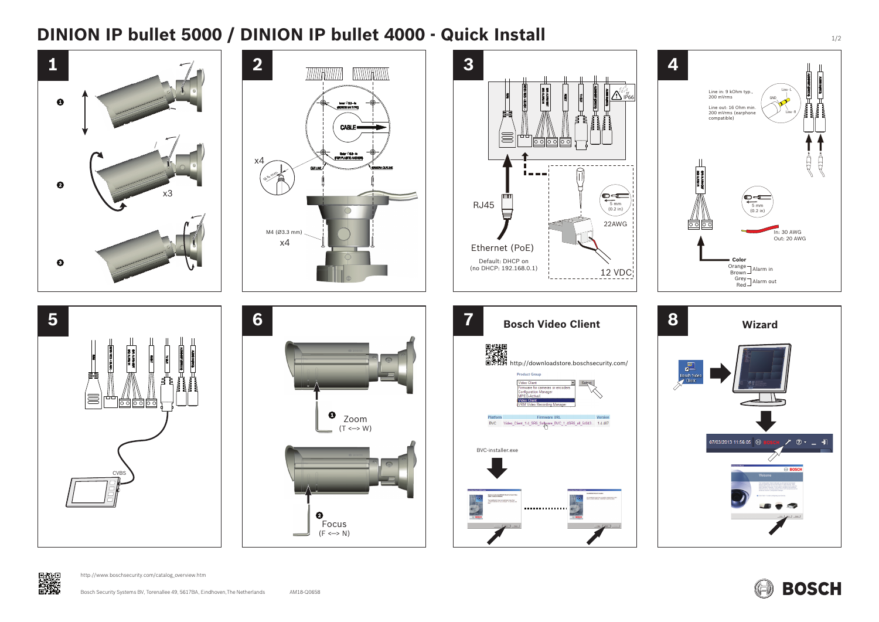# DINION IP bullet 5000 / DINION IP bullet 4000 - Quick Install

## 1

❶

❷

x3

❸

## 2

x4

Ø 6 mm

CABLE

M4 (Ø3.3 mm)

x4

## 3

IP66

RJ45

Ethernet (PoE)

Default: DHCP on
(no DHCP: 192.168.0.1)

5 mm
(0.2 in)

22AWG

12 VDC

## 4

Line in: 9 kOhm typ., 200 mVrms

Line out: 16 Ohm min. 200 mVrms (earphone compatible)

Line - L

GND

Line - R

5 mm
(0.2 in)

In: 30 AWG
Out: 20 AWG

**Color**

Orange / Brown — Alarm in

Grey / Red — Alarm out

## 5

CVBS

## 6

❶ Zoom
(T <—> W)

❷ Focus
(F <—> N)

## 7

### Bosch Video Client

http://downloadstore.boschsecurity.com/

Product Group

Video Client

Firmware for cameras or encoders
Configuration Manager
MPEG-ActiveX
Video Client
VRM Video Recording Manager

Select

| Platform | Firmware URL | Version |
| --- | --- | --- |
| BVC | Video_Client_1.4_SR6_Software_BVC_1_4SR6_all_5d043... | 1.4.487 |

BVC-installer.exe

## 8

### Wizard

Bosch Video Client

07/03/2013 11:56:05

BOSCH

Welcome

http://www.boschsecurity.com/catalog_overview.htm

Bosch Security Systems BV, Torenallee 49, 5617BA, Eindhoven, The Netherlands     AM18-Q0658

BOSCH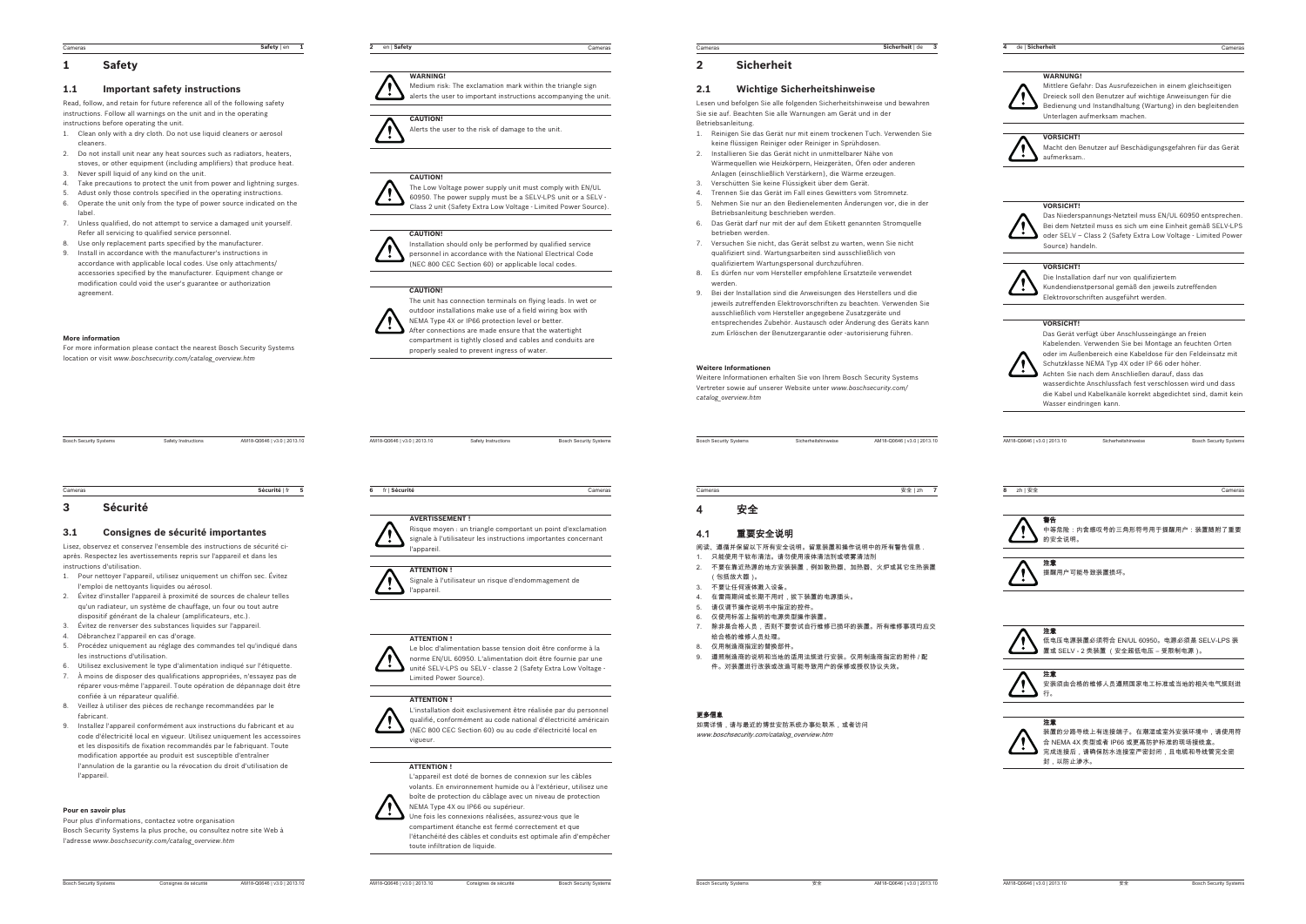# 1 Safety

## 1.1 Important safety instructions

Read, follow, and retain for future reference all of the following safety instructions. Follow all warnings on the unit and in the operating instructions before operating the unit.

1. Clean only with a dry cloth. Do not use liquid cleaners or aerosol cleaners.
2. Do not install unit near any heat sources such as radiators, heaters, stoves, or other equipment (including amplifiers) that produce heat.
3. Never spill liquid of any kind on the unit.
4. Take precautions to protect the unit from power and lightning surges.
5. Adjust only those controls specified in the operating instructions.
6. Operate the unit only from the type of power source indicated on the label.
7. Unless qualified, do not attempt to service a damaged unit yourself. Refer all servicing to qualified service personnel.
8. Use only replacement parts specified by the manufacturer.
9. Install in accordance with the manufacturer's instructions in accordance with applicable local codes. Use only attachments/accessories specified by the manufacturer. Equipment change or modification could void the user's guarantee or authorization agreement.

**More information**

For more information please contact the nearest Bosch Security Systems location or visit *www.boschsecurity.com/catalog_overview.htm*

**WARNING!**
Medium risk: The exclamation mark within the triangle sign alerts the user to important instructions accompanying the unit.

**CAUTION!**
Alerts the user to the risk of damage to the unit.

**CAUTION!**
The Low Voltage power supply unit must comply with EN/UL 60950. The power supply must be a SELV-LPS unit or a SELV - Class 2 unit (Safety Extra Low Voltage - Limited Power Source).

**CAUTION!**
Installation should only be performed by qualified service personnel in accordance with the National Electrical Code (NEC 800 CEC Section 60) or applicable local codes.

**CAUTION!**
The unit has connection terminals on flying leads. In wet or outdoor installations make use of a field wiring box with NEMA Type 4X or IP66 protection level or better.
After connections are made ensure that the watertight compartment is tightly closed and cables and conduits are properly sealed to prevent ingress of water.

# 2 Sicherheit

## 2.1 Wichtige Sicherheitshinweise

Lesen und befolgen Sie alle folgenden Sicherheitshinweise und bewahren Sie sie auf. Beachten Sie alle Warnungen am Gerät und in der Betriebsanleitung.

1. Reinigen Sie das Gerät nur mit einem trockenen Tuch. Verwenden Sie keine flüssigen Reiniger oder Reiniger in Sprühdosen.
2. Installieren Sie das Gerät nicht in unmittelbarer Nähe von Wärmequellen wie Heizkörpern, Heizgeräten, Öfen oder anderen Anlagen (einschließlich Verstärkern), die Wärme erzeugen.
3. Verschütten Sie keine Flüssigkeit über dem Gerät.
4. Trennen Sie das Gerät im Fall eines Gewitters vom Stromnetz.
5. Nehmen Sie nur an den Bedienelementen Änderungen vor, die in der Betriebsanleitung beschrieben werden.
6. Das Gerät darf nur mit der auf dem Etikett genannten Stromquelle betrieben werden.
7. Versuchen Sie nicht, das Gerät selbst zu warten, wenn Sie nicht qualifiziert sind. Wartungsarbeiten sind ausschließlich von qualifiziertem Wartungspersonal durchzuführen.
8. Es dürfen nur vom Hersteller empfohlene Ersatzteile verwendet werden.
9. Bei der Installation sind die Anweisungen des Herstellers und die jeweils zutreffenden Elektrovorschriften zu beachten. Verwenden Sie ausschließlich vom Hersteller angegebene Zusatzgeräte und entsprechendes Zubehör. Austausch oder Änderung des Geräts kann zum Erlöschen der Benutzergarantie oder -autorisierung führen.

**Weitere Informationen**

Weitere Informationen erhalten Sie von Ihrem Bosch Security Systems Vertreter sowie auf unserer Website unter *www.boschsecurity.com/catalog_overview.htm*

**WARNUNG!**
Mittlere Gefahr: Das Ausrufezeichen in einem gleichseitigen Dreieck soll den Benutzer auf wichtige Anweisungen für die Bedienung und Instandhaltung (Wartung) in den begleitenden Unterlagen aufmerksam machen.

**VORSICHT!**
Macht den Benutzer auf Beschädigungsgefahren für das Gerät aufmerksam..

**VORSICHT!**
Das Niederspannungs-Netzteil muss EN/UL 60950 entsprechen. Bei dem Netzteil muss es sich um eine Einheit gemäß SELV-LPS oder SELV – Class 2 (Safety Extra Low Voltage - Limited Power Source) handeln.

**VORSICHT!**
Die Installation darf nur von qualifiziertem Kundendienstpersonal gemäß den jeweils zutreffenden Elektrovorschriften ausgeführt werden.

**VORSICHT!**
Das Gerät verfügt über Anschlusseingänge an freien Kabelenden. Verwenden Sie bei Montage an feuchten Orten oder im Außenbereich eine Kabeldose für den Feldeinsatz mit Schutzklasse NEMA Typ 4X oder IP 66 oder höher.
Achten Sie nach dem Anschließen darauf, dass das wasserdichte Anschlussfach fest verschlossen wird und dass die Kabel und Kabelkanäle korrekt abgedichtet sind, damit kein Wasser eindringen kann.

# 3 Sécurité

## 3.1 Consignes de sécurité importantes

Lisez, observez et conservez l'ensemble des instructions de sécurité ci-après. Respectez les avertissements repris sur l'appareil et dans les instructions d'utilisation.

1. Pour nettoyer l'appareil, utilisez uniquement un chiffon sec. Évitez l'emploi de nettoyants liquides ou aérosol.
2. Évitez d'installer l'appareil à proximité de sources de chaleur telles qu'un radiateur, un système de chauffage, un four ou tout autre dispositif générant de la chaleur (amplificateurs, etc.).
3. Évitez de renverser des substances liquides sur l'appareil.
4. Débranchez l'appareil en cas d'orage.
5. Procédez uniquement au réglage des commandes tel qu'indiqué dans les instructions d'utilisation.
6. Utilisez exclusivement le type d'alimentation indiqué sur l'étiquette.
7. À moins de disposer des qualifications appropriées, n'essayez pas de réparer vous-même l'appareil. Toute opération de dépannage doit être confiée à un réparateur qualifié.
8. Veillez à utiliser des pièces de rechange recommandées par le fabricant.
9. Installez l'appareil conformément aux instructions du fabricant et au code d'électricité local en vigueur. Utilisez uniquement les accessoires et les dispositifs de fixation recommandés par le fabriquant. Toute modification apportée au produit est susceptible d'entraîner l'annulation de la garantie ou la révocation du droit d'utilisation de l'appareil.

**Pour en savoir plus**

Pour plus d'informations, contactez votre organisation Bosch Security Systems la plus proche, ou consultez notre site Web à l'adresse *www.boschsecurity.com/catalog_overview.htm*

**AVERTISSEMENT !**
Risque moyen : un triangle comportant un point d'exclamation signale à l'utilisateur les instructions importantes concernant l'appareil.

**ATTENTION !**
Signale à l'utilisateur un risque d'endommagement de l'appareil.

**ATTENTION !**
Le bloc d'alimentation basse tension doit être conforme à la norme EN/UL 60950. L'alimentation doit être fournie par une unité SELV-LPS ou SELV - classe 2 (Safety Extra Low Voltage - Limited Power Source).

**ATTENTION !**
L'installation doit exclusivement être réalisée par du personnel qualifié, conformément au code national d'électricité américain (NEC 800 CEC Section 60) ou au code d'électricité local en vigueur.

**ATTENTION !**
L'appareil est doté de bornes de connexion sur les câbles volants. En environnement humide ou à l'extérieur, utilisez une boîte de protection du câblage avec un niveau de protection NEMA Type 4X ou IP66 ou supérieur.
Une fois les connexions réalisées, assurez-vous que le compartiment étanche est fermé correctement et que l'étanchéité des câbles et conduits est optimale afin d'empêcher toute infiltration de liquide.

# 4 安全

## 4.1 重要安全说明

阅读，遵循并保留以下所有安全说明。留意装置和操作说明中的所有警告信息 .

1. 只能使用干软布清洁。请勿使用液体清洁剂或喷雾清洁剂
2. 不要在靠近热源的地方安装装置，例如散热器，加热器，火炉或其它生热装置（包括放大器）。
3. 不要让任何液体溅入设备。
4. 在雷雨期间或长期不用时，拔下装置的电源插头。
5. 请仅调节操作说明书中指定的控件。
6. 仅使用标签上指明的电源类型操作装置。
7. 除非是合格人员，否则不要尝试自行维修已损坏的装置。所有维修事项均应交给合格的维修人员处理。
8. 仅用制造商指定的替换部件。
9. 遵照制造商的说明和当地的适用法规进行安装。仅用制造商指定的附件 / 配件。对装置进行改装或改造可能导致用户的保修或授权协议失效。

**更多信息**

如需详情，请与最近的博世安防系统办事处联系，或者访问 *www.boschsecurity.com/catalog_overview.htm*

**警告**
中等危险：内含感叹号的三角形符号用于提醒用户：装置随附了重要的安全说明。

**注意**
提醒用户可能导致装置损坏。

**注意**
低电压电源装置必须符合 EN/UL 60950。电源必须是 SELV-LPS 装置或 SELV - 2 类装置（安全超低电压 – 受限制电源）。

**注意**
安装须由合格的维修人员遵照国家电工标准或当地的相关电气规则进行。

**注意**
装置的分路导线上有连接端子。在潮湿或室外安装环境中，请使用符合 NEMA 4X 类型或者 IP66 或更高防护标准的现场接线盒。
完成连接后，请确保防水连接室严密封闭，且电缆和导线管完全密封，以防止渗水。